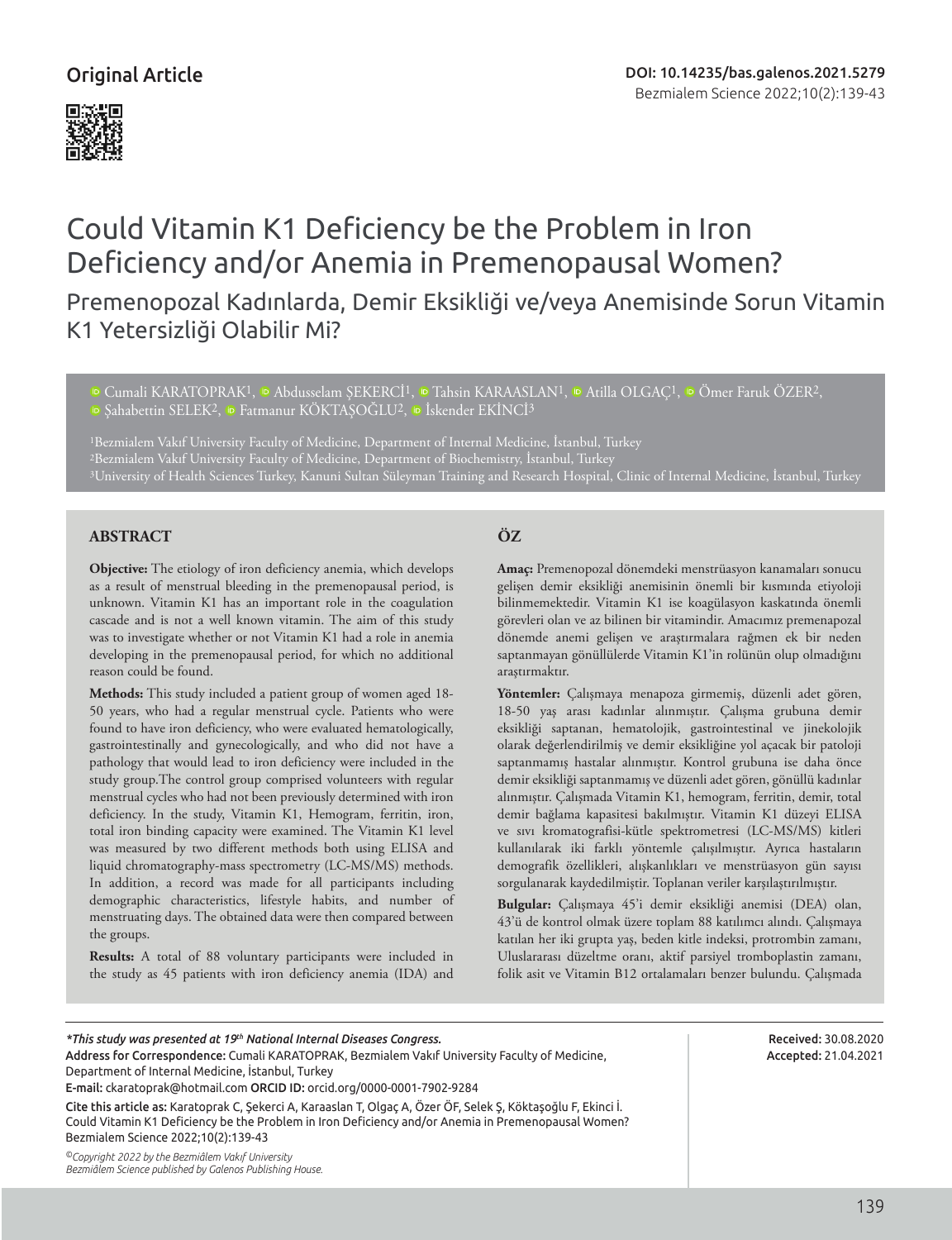Original Article

DOI: 10.14235/bas.galenos.2021.5279

# Could Vitamin K1 Deficiency be the Problem in Iron Deficiency and/or Anemia in Premenopausal Women?

## Premenopozal Kadınlarda, Demir Eksikliği ve/veya Anemisinde Sorun Vitamin K1 Yetersizliği Olabilir Mi?

Cumali KARATOPRAK[1], Abdusselam ŞEKERCİ[1], Tahsin KARAASLAN[1], Atilla OLGAÇ[1], Ömer Faruk ÖZER[2], Şahabettin SELEK[2], Fatmanur KÖKTAŞOĞLU[2], İskender EKİNCİ[3]

[1]Bezmialem Vakıf University Faculty of Medicine, Department of Internal Medicine, İstanbul, Turkey
[2]Bezmialem Vakıf University Faculty of Medicine, Department of Biochemistry, İstanbul, Turkey
[3]University of Health Sciences Turkey, Kanuni Sultan Süleyman Training and Research Hospital, Clinic of Internal Medicine, İstanbul, Turkey

### ABSTRACT

**Objective:** The etiology of iron deficiency anemia, which develops as a result of menstrual bleeding in the premenopausal period, is unknown. Vitamin K1 has an important role in the coagulation cascade and is not a well known vitamin. The aim of this study was to investigate whether or not Vitamin K1 had a role in anemia developing in the premenopausal period, for which no additional reason could be found.

**Methods:** This study included a patient group of women aged 18-50 years, who had a regular menstrual cycle. Patients who were found to have iron deficiency, who were evaluated hematologically, gastrointestinally and gynecologically, and who did not have a pathology that would lead to iron deficiency were included in the study group.The control group comprised volunteers with regular menstrual cycles who had not been previously determined with iron deficiency. In the study, Vitamin K1, Hemogram, ferritin, iron, total iron binding capacity were examined. The Vitamin K1 level was measured by two different methods both using ELISA and liquid chromatography-mass spectrometry (LC-MS/MS) methods. In addition, a record was made for all participants including demographic characteristics, lifestyle habits, and number of menstruating days. The obtained data were then compared between the groups.

**Results:** A total of 88 voluntary participants were included in the study as 45 patients with iron deficiency anemia (IDA) and

### ÖZ

**Amaç:** Premenopozal dönemdeki menstrüasyon kanamaları sonucu gelişen demir eksikliği anemisinin önemli bir kısmında etiyoloji bilinmemektedir. Vitamin K1 ise koagülasyon kaskatında önemli görevleri olan ve az bilinen bir vitamindir. Amacımız premenapozal dönemde anemi gelişen ve araştırmalara rağmen ek bir neden saptanmayan gönüllülerde Vitamin K1'in rolünün olup olmadığını araştırmaktır.

**Yöntemler:** Çalışmaya menapoza girmemiş, düzenli adet gören, 18-50 yaş arası kadınlar alınmıştır. Çalışma grubuna demir eksikliği saptanan, hematolojik, gastrointestinal ve jinekolojik olarak değerlendirilmiş ve demir eksikliğine yol açacak bir patoloji saptanmamış hastalar alınmıştır. Kontrol grubuna ise daha önce demir eksikliği saptanmamış ve düzenli adet gören, gönüllü kadınlar alınmıştır. Çalışmada Vitamin K1, hemogram, ferritin, demir, total demir bağlama kapasitesi bakılmıştır. Vitamin K1 düzeyi ELISA ve sıvı kromatografisi-kütle spektrometresi (LC-MS/MS) kitleri kullanılarak iki farklı yöntemle çalışılmıştır. Ayrıca hastaların demografik özellikleri, alışkanlıkları ve menstrüasyon gün sayısı sorgulanarak kaydedilmiştir. Toplanan veriler karşılaştırılmıştır.

**Bulgular:** Çalışmaya 45'i demir eksikliği anemisi (DEA) olan, 43'ü de kontrol olmak üzere toplam 88 katılımcı alındı. Çalışmaya katılan her iki grupta yaş, beden kitle indeksi, protrombin zamanı, Uluslararası düzeltme oranı, aktif parsiyel tromboplastin zamanı, folik asit ve Vitamin B12 ortalamaları benzer bulundu. Çalışmada

---

*\*This study was presented at 19th National Internal Diseases Congress.*

Address for Correspondence: Cumali KARATOPRAK, Bezmialem Vakıf University Faculty of Medicine, Department of Internal Medicine, İstanbul, Turkey

E-mail: ckaratoprak@hotmail.com ORCID ID: orcid.org/0000-0001-7902-9284

Cite this article as: Karatoprak C, Şekerci A, Karaaslan T, Olgaç A, Özer ÖF, Selek Ş, Köktaşoğlu F, Ekinci İ. Could Vitamin K1 Deficiency be the Problem in Iron Deficiency and/or Anemia in Premenopausal Women? Bezmialem Science 2022;10(2):139-43

*©Copyright 2022 by the Bezmiâlem Vakıf University*
*Bezmiâlem Science published by Galenos Publishing House.*

Received: 30.08.2020
Accepted: 21.04.2021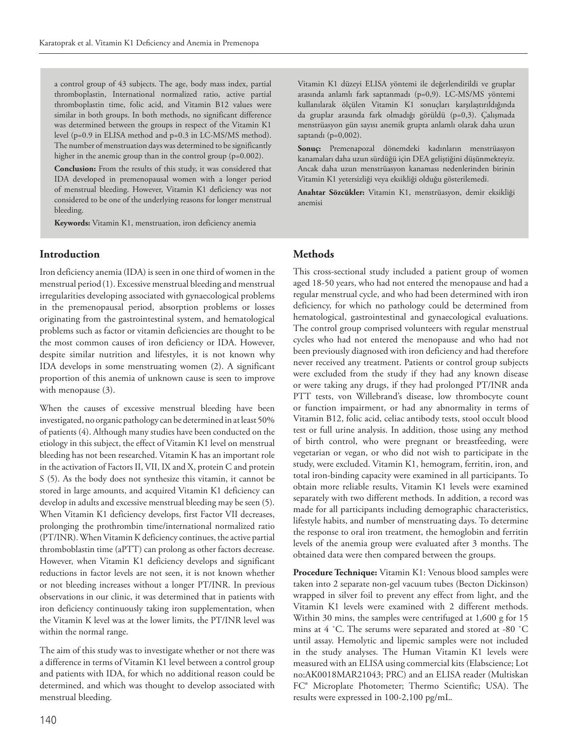a control group of 43 subjects. The age, body mass index, partial thromboplastin, International normalized ratio, active partial thromboplastin time, folic acid, and Vitamin B12 values were similar in both groups. In both methods, no significant difference was determined between the groups in respect of the Vitamin K1 level (p=0.9 in ELISA method and p=0.3 in LC-MS/MS method). The number of menstruation days was determined to be significantly higher in the anemic group than in the control group (p=0.002).

**Conclusion:** From the results of this study, it was considered that IDA developed in premenopausal women with a longer period of menstrual bleeding. However, Vitamin K1 deficiency was not considered to be one of the underlying reasons for longer menstrual bleeding.

**Keywords:** Vitamin K1, menstruation, iron deficiency anemia

Vitamin K1 düzeyi ELISA yöntemi ile değerlendirildi ve gruplar arasında anlamlı fark saptanmadı (p=0,9). LC-MS/MS yöntemi kullanılarak ölçülen Vitamin K1 sonuçları karşılaştırıldığında da gruplar arasında fark olmadığı görüldü (p=0,3). Çalışmada menstrüasyon gün sayısı anemik grupta anlamlı olarak daha uzun saptandı (p=0,002).

**Sonuç:** Premenapozal dönemdeki kadınların menstrüasyon kanamaları daha uzun sürdüğü için DEA geliştiğini düşünmekteyiz. Ancak daha uzun menstrüasyon kanaması nedenlerinden birinin Vitamin K1 yetersizliği veya eksikliği olduğu gösterilemedi.

**Anahtar Sözcükler:** Vitamin K1, menstrüasyon, demir eksikliği anemisi

## Introduction

Iron deficiency anemia (IDA) is seen in one third of women in the menstrual period (1). Excessive menstrual bleeding and menstrual irregularities developing associated with gynaecological problems in the premenopausal period, absorption problems or losses originating from the gastrointestinal system, and hematological problems such as factor or vitamin deficiencies are thought to be the most common causes of iron deficiency or IDA. However, despite similar nutrition and lifestyles, it is not known why IDA develops in some menstruating women (2). A significant proportion of this anemia of unknown cause is seen to improve with menopause (3).

When the causes of excessive menstrual bleeding have been investigated, no organic pathology can be determined in at least 50% of patients (4). Although many studies have been conducted on the etiology in this subject, the effect of Vitamin K1 level on menstrual bleeding has not been researched. Vitamin K has an important role in the activation of Factors II, VII, IX and X, protein C and protein S (5). As the body does not synthesize this vitamin, it cannot be stored in large amounts, and acquired Vitamin K1 deficiency can develop in adults and excessive menstrual bleeding may be seen (5). When Vitamin K1 deficiency develops, first Factor VII decreases, prolonging the prothrombin time/international normalized ratio (PT/INR). When Vitamin K deficiency continues, the active partial thromboblastin time (aPTT) can prolong as other factors decrease. However, when Vitamin K1 deficiency develops and significant reductions in factor levels are not seen, it is not known whether or not bleeding increases without a longer PT/INR. In previous observations in our clinic, it was determined that in patients with iron deficiency continuously taking iron supplementation, when the Vitamin K level was at the lower limits, the PT/INR level was within the normal range.

The aim of this study was to investigate whether or not there was a difference in terms of Vitamin K1 level between a control group and patients with IDA, for which no additional reason could be determined, and which was thought to develop associated with menstrual bleeding.

## Methods

This cross-sectional study included a patient group of women aged 18-50 years, who had not entered the menopause and had a regular menstrual cycle, and who had been determined with iron deficiency, for which no pathology could be determined from hematological, gastrointestinal and gynaecological evaluations. The control group comprised volunteers with regular menstrual cycles who had not entered the menopause and who had not been previously diagnosed with iron deficiency and had therefore never received any treatment. Patients or control group subjects were excluded from the study if they had any known disease or were taking any drugs, if they had prolonged PT/INR anda PTT tests, von Willebrand's disease, low thrombocyte count or function impairment, or had any abnormality in terms of Vitamin B12, folic acid, celiac antibody tests, stool occult blood test or full urine analysis. In addition, those using any method of birth control, who were pregnant or breastfeeding, were vegetarian or vegan, or who did not wish to participate in the study, were excluded. Vitamin K1, hemogram, ferritin, iron, and total iron-binding capacity were examined in all participants. To obtain more reliable results, Vitamin K1 levels were examined separately with two different methods. In addition, a record was made for all participants including demographic characteristics, lifestyle habits, and number of menstruating days. To determine the response to oral iron treatment, the hemoglobin and ferritin levels of the anemia group were evaluated after 3 months. The obtained data were then compared between the groups.

**Procedure Technique:** Vitamin K1: Venous blood samples were taken into 2 separate non-gel vacuum tubes (Becton Dickinson) wrapped in silver foil to prevent any effect from light, and the Vitamin K1 levels were examined with 2 different methods. Within 30 mins, the samples were centrifuged at 1,600 g for 15 mins at 4 °C. The serums were separated and stored at -80 °C until assay. Hemolytic and lipemic samples were not included in the study analyses. The Human Vitamin K1 levels were measured with an ELISA using commercial kits (Elabscience; Lot no:AK0018MAR21043; PRC) and an ELISA reader (Multiskan FC® Microplate Photometer; Thermo Scientific; USA). The results were expressed in 100-2,100 pg/mL.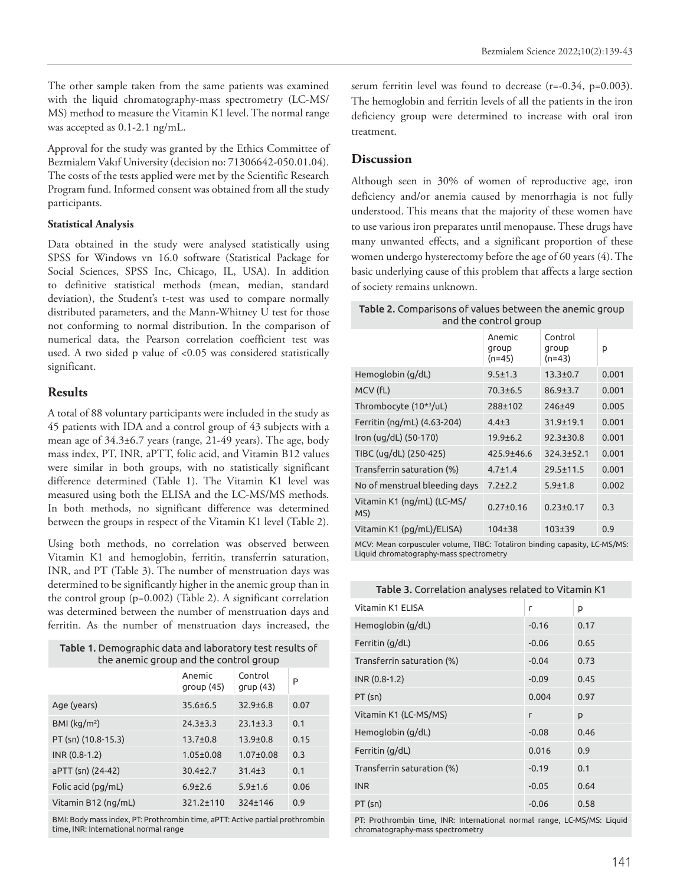The other sample taken from the same patients was examined with the liquid chromatography-mass spectrometry (LC-MS/MS) method to measure the Vitamin K1 level. The normal range was accepted as 0.1-2.1 ng/mL.

Approval for the study was granted by the Ethics Committee of Bezmialem Vakıf University (decision no: 71306642-050.01.04). The costs of the tests applied were met by the Scientific Research Program fund. Informed consent was obtained from all the study participants.

#### Statistical Analysis

Data obtained in the study were analysed statistically using SPSS for Windows vn 16.0 software (Statistical Package for Social Sciences, SPSS Inc, Chicago, IL, USA). In addition to definitive statistical methods (mean, median, standard deviation), the Student's t-test was used to compare normally distributed parameters, and the Mann-Whitney U test for those not conforming to normal distribution. In the comparison of numerical data, the Pearson correlation coefficient test was used. A two sided p value of <0.05 was considered statistically significant.

## Results

A total of 88 voluntary participants were included in the study as 45 patients with IDA and a control group of 43 subjects with a mean age of 34.3±6.7 years (range, 21-49 years). The age, body mass index, PT, INR, aPTT, folic acid, and Vitamin B12 values were similar in both groups, with no statistically significant difference determined (Table 1). The Vitamin K1 level was measured using both the ELISA and the LC-MS/MS methods. In both methods, no significant difference was determined between the groups in respect of the Vitamin K1 level (Table 2).

Using both methods, no correlation was observed between Vitamin K1 and hemoglobin, ferritin, transferrin saturation, INR, and PT (Table 3). The number of menstruation days was determined to be significantly higher in the anemic group than in the control group (p=0.002) (Table 2). A significant correlation was determined between the number of menstruation days and ferritin. As the number of menstruation days increased, the serum ferritin level was found to decrease (r=-0.34, p=0.003). The hemoglobin and ferritin levels of all the patients in the iron deficiency group were determined to increase with oral iron treatment.

**Table 1.** Demographic data and laboratory test results of the anemic group and the control group

| | Anemic group (45) | Control grup (43) | P |
|---|---|---|---|
| Age (years) | 35.6±6.5 | 32.9±6.8 | 0.07 |
| BMI (kg/m²) | 24.3±3.3 | 23.1±3.3 | 0.1 |
| PT (sn) (10.8-15.3) | 13.7±0.8 | 13.9±0.8 | 0.15 |
| INR (0.8-1.2) | 1.05±0.08 | 1.07±0.08 | 0.3 |
| aPTT (sn) (24-42) | 30.4±2.7 | 31.4±3 | 0.1 |
| Folic acid (pg/mL) | 6.9±2.6 | 5.9±1.6 | 0.06 |
| Vitamin B12 (ng/mL) | 321.2±110 | 324±146 | 0.9 |

BMI: Body mass index, PT: Prothrombin time, aPTT: Active partial prothrombin time, INR: International normal range

## Discussion

Although seen in 30% of women of reproductive age, iron deficiency and/or anemia caused by menorrhagia is not fully understood. This means that the majority of these women have to use various iron preparates until menopause. These drugs have many unwanted effects, and a significant proportion of these women undergo hysterectomy before the age of 60 years (4). The basic underlying cause of this problem that affects a large section of society remains unknown.

**Table 2.** Comparisons of values between the anemic group and the control group

| | Anemic group (n=45) | Control group (n=43) | p |
|---|---|---|---|
| Hemoglobin (g/dL) | 9.5±1.3 | 13.3±0.7 | 0.001 |
| MCV (fL) | 70.3±6.5 | 86.9±3.7 | 0.001 |
| Thrombocyte (10*³/uL) | 288±102 | 246±49 | 0.005 |
| Ferritin (ng/mL) (4.63-204) | 4.4±3 | 31.9±19.1 | 0.001 |
| Iron (ug/dL) (50-170) | 19.9±6.2 | 92.3±30.8 | 0.001 |
| TIBC (ug/dL) (250-425) | 425.9±46.6 | 324.3±52.1 | 0.001 |
| Transferrin saturation (%) | 4.7±1.4 | 29.5±11.5 | 0.001 |
| No of menstrual bleeding days | 7.2±2.2 | 5.9±1.8 | 0.002 |
| Vitamin K1 (ng/mL) (LC-MS/MS) | 0.27±0.16 | 0.23±0.17 | 0.3 |
| Vitamin K1 (pg/mL)/ELISA) | 104±38 | 103±39 | 0.9 |

MCV: Mean corpusculer volume, TIBC: Totaliron binding capasity, LC-MS/MS: Liquid chromatography-mass spectrometry

**Table 3.** Correlation analyses related to Vitamin K1

| Vitamin K1 ELISA | r | p |
|---|---|---|
| Hemoglobin (g/dL) | -0.16 | 0.17 |
| Ferritin (g/dL) | -0.06 | 0.65 |
| Transferrin saturation (%) | -0.04 | 0.73 |
| INR (0.8-1.2) | -0.09 | 0.45 |
| PT (sn) | 0.004 | 0.97 |
| Vitamin K1 (LC-MS/MS) | r | p |
| Hemoglobin (g/dL) | -0.08 | 0.46 |
| Ferritin (g/dL) | 0.016 | 0.9 |
| Transferrin saturation (%) | -0.19 | 0.1 |
| INR | -0.05 | 0.64 |
| PT (sn) | -0.06 | 0.58 |

PT: Prothrombin time, INR: International normal range, LC-MS/MS: Liquid chromatography-mass spectrometry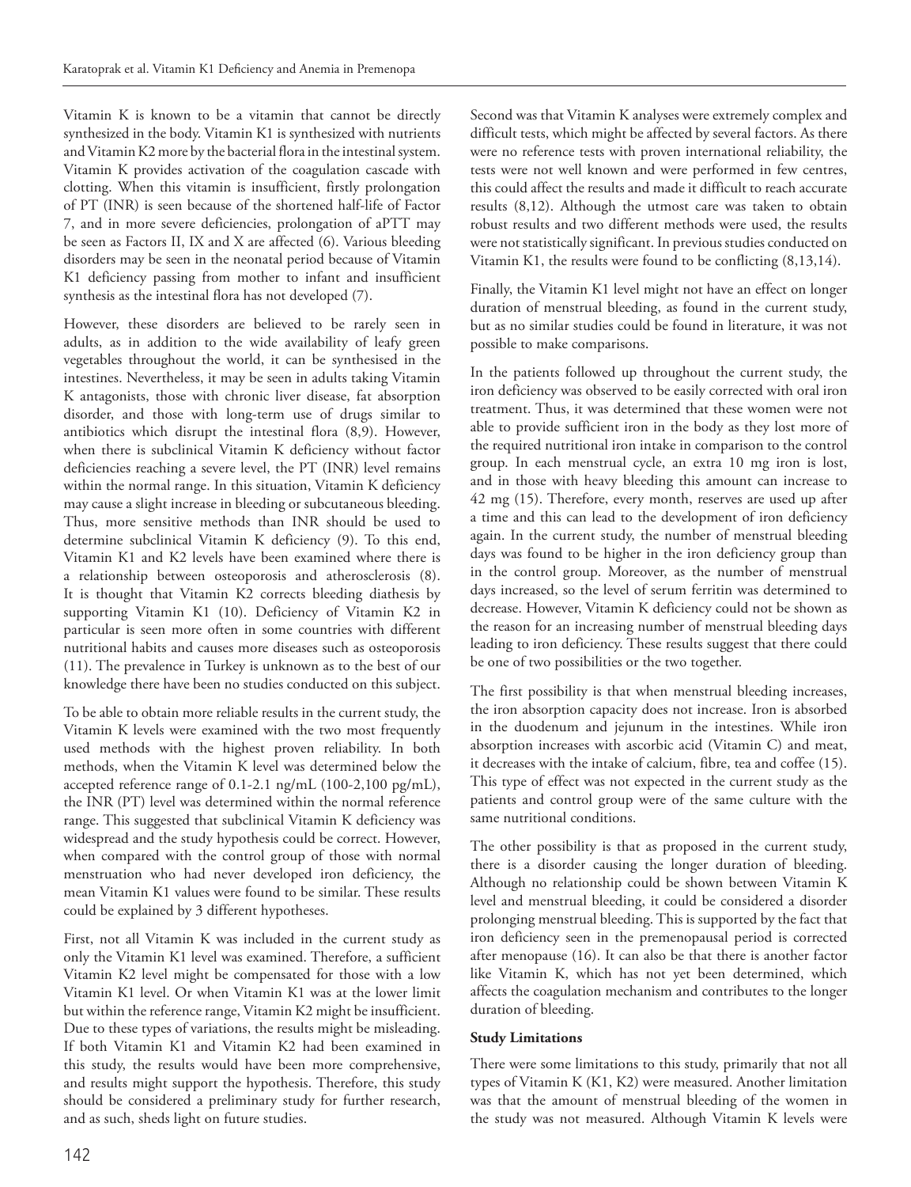Vitamin K is known to be a vitamin that cannot be directly synthesized in the body. Vitamin K1 is synthesized with nutrients and Vitamin K2 more by the bacterial flora in the intestinal system. Vitamin K provides activation of the coagulation cascade with clotting. When this vitamin is insufficient, firstly prolongation of PT (INR) is seen because of the shortened half-life of Factor 7, and in more severe deficiencies, prolongation of aPTT may be seen as Factors II, IX and X are affected (6). Various bleeding disorders may be seen in the neonatal period because of Vitamin K1 deficiency passing from mother to infant and insufficient synthesis as the intestinal flora has not developed (7).

However, these disorders are believed to be rarely seen in adults, as in addition to the wide availability of leafy green vegetables throughout the world, it can be synthesised in the intestines. Nevertheless, it may be seen in adults taking Vitamin K antagonists, those with chronic liver disease, fat absorption disorder, and those with long-term use of drugs similar to antibiotics which disrupt the intestinal flora (8,9). However, when there is subclinical Vitamin K deficiency without factor deficiencies reaching a severe level, the PT (INR) level remains within the normal range. In this situation, Vitamin K deficiency may cause a slight increase in bleeding or subcutaneous bleeding. Thus, more sensitive methods than INR should be used to determine subclinical Vitamin K deficiency (9). To this end, Vitamin K1 and K2 levels have been examined where there is a relationship between osteoporosis and atherosclerosis (8). It is thought that Vitamin K2 corrects bleeding diathesis by supporting Vitamin K1 (10). Deficiency of Vitamin K2 in particular is seen more often in some countries with different nutritional habits and causes more diseases such as osteoporosis (11). The prevalence in Turkey is unknown as to the best of our knowledge there have been no studies conducted on this subject.

To be able to obtain more reliable results in the current study, the Vitamin K levels were examined with the two most frequently used methods with the highest proven reliability. In both methods, when the Vitamin K level was determined below the accepted reference range of 0.1-2.1 ng/mL (100-2,100 pg/mL), the INR (PT) level was determined within the normal reference range. This suggested that subclinical Vitamin K deficiency was widespread and the study hypothesis could be correct. However, when compared with the control group of those with normal menstruation who had never developed iron deficiency, the mean Vitamin K1 values were found to be similar. These results could be explained by 3 different hypotheses.

First, not all Vitamin K was included in the current study as only the Vitamin K1 level was examined. Therefore, a sufficient Vitamin K2 level might be compensated for those with a low Vitamin K1 level. Or when Vitamin K1 was at the lower limit but within the reference range, Vitamin K2 might be insufficient. Due to these types of variations, the results might be misleading. If both Vitamin K1 and Vitamin K2 had been examined in this study, the results would have been more comprehensive, and results might support the hypothesis. Therefore, this study should be considered a preliminary study for further research, and as such, sheds light on future studies.

Second was that Vitamin K analyses were extremely complex and difficult tests, which might be affected by several factors. As there were no reference tests with proven international reliability, the tests were not well known and were performed in few centres, this could affect the results and made it difficult to reach accurate results (8,12). Although the utmost care was taken to obtain robust results and two different methods were used, the results were not statistically significant. In previous studies conducted on Vitamin K1, the results were found to be conflicting (8,13,14).

Finally, the Vitamin K1 level might not have an effect on longer duration of menstrual bleeding, as found in the current study, but as no similar studies could be found in literature, it was not possible to make comparisons.

In the patients followed up throughout the current study, the iron deficiency was observed to be easily corrected with oral iron treatment. Thus, it was determined that these women were not able to provide sufficient iron in the body as they lost more of the required nutritional iron intake in comparison to the control group. In each menstrual cycle, an extra 10 mg iron is lost, and in those with heavy bleeding this amount can increase to 42 mg (15). Therefore, every month, reserves are used up after a time and this can lead to the development of iron deficiency again. In the current study, the number of menstrual bleeding days was found to be higher in the iron deficiency group than in the control group. Moreover, as the number of menstrual days increased, so the level of serum ferritin was determined to decrease. However, Vitamin K deficiency could not be shown as the reason for an increasing number of menstrual bleeding days leading to iron deficiency. These results suggest that there could be one of two possibilities or the two together.

The first possibility is that when menstrual bleeding increases, the iron absorption capacity does not increase. Iron is absorbed in the duodenum and jejunum in the intestines. While iron absorption increases with ascorbic acid (Vitamin C) and meat, it decreases with the intake of calcium, fibre, tea and coffee (15). This type of effect was not expected in the current study as the patients and control group were of the same culture with the same nutritional conditions.

The other possibility is that as proposed in the current study, there is a disorder causing the longer duration of bleeding. Although no relationship could be shown between Vitamin K level and menstrual bleeding, it could be considered a disorder prolonging menstrual bleeding. This is supported by the fact that iron deficiency seen in the premenopausal period is corrected after menopause (16). It can also be that there is another factor like Vitamin K, which has not yet been determined, which affects the coagulation mechanism and contributes to the longer duration of bleeding.

**Study Limitations**

There were some limitations to this study, primarily that not all types of Vitamin K (K1, K2) were measured. Another limitation was that the amount of menstrual bleeding of the women in the study was not measured. Although Vitamin K levels were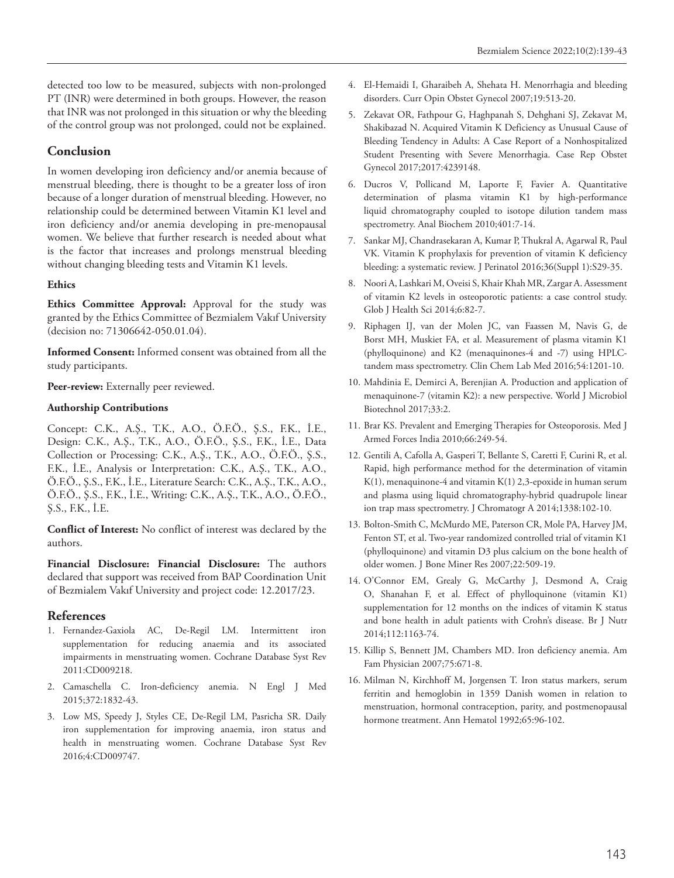detected too low to be measured, subjects with non-prolonged PT (INR) were determined in both groups. However, the reason that INR was not prolonged in this situation or why the bleeding of the control group was not prolonged, could not be explained.

## Conclusion

In women developing iron deficiency and/or anemia because of menstrual bleeding, there is thought to be a greater loss of iron because of a longer duration of menstrual bleeding. However, no relationship could be determined between Vitamin K1 level and iron deficiency and/or anemia developing in pre-menopausal women. We believe that further research is needed about what is the factor that increases and prolongs menstrual bleeding without changing bleeding tests and Vitamin K1 levels.

#### Ethics

**Ethics Committee Approval:** Approval for the study was granted by the Ethics Committee of Bezmialem Vakıf University (decision no: 71306642-050.01.04).

**Informed Consent:** Informed consent was obtained from all the study participants.

**Peer-review:** Externally peer reviewed.

#### Authorship Contributions

Concept: C.K., A.Ş., T.K., A.O., Ö.F.Ö., Ş.S., F.K., İ.E., Design: C.K., A.Ş., T.K., A.O., Ö.F.Ö., Ş.S., F.K., İ.E., Data Collection or Processing: C.K., A.Ş., T.K., A.O., Ö.F.Ö., Ş.S., F.K., İ.E., Analysis or Interpretation: C.K., A.Ş., T.K., A.O., Ö.F.Ö., Ş.S., F.K., İ.E., Literature Search: C.K., A.Ş., T.K., A.O., Ö.F.Ö., Ş.S., F.K., İ.E., Writing: C.K., A.Ş., T.K., A.O., Ö.F.Ö., Ş.S., F.K., İ.E.

**Conflict of Interest:** No conflict of interest was declared by the authors.

**Financial Disclosure: Financial Disclosure:** The authors declared that support was received from BAP Coordination Unit of Bezmialem Vakıf University and project code: 12.2017/23.

## References

1. Fernandez-Gaxiola AC, De-Regil LM. Intermittent iron supplementation for reducing anaemia and its associated impairments in menstruating women. Cochrane Database Syst Rev 2011:CD009218.
2. Camaschella C. Iron-deficiency anemia. N Engl J Med 2015;372:1832-43.
3. Low MS, Speedy J, Styles CE, De-Regil LM, Pasricha SR. Daily iron supplementation for improving anaemia, iron status and health in menstruating women. Cochrane Database Syst Rev 2016;4:CD009747.
4. El-Hemaidi I, Gharaibeh A, Shehata H. Menorrhagia and bleeding disorders. Curr Opin Obstet Gynecol 2007;19:513-20.
5. Zekavat OR, Fathpour G, Haghpanah S, Dehghani SJ, Zekavat M, Shakibazad N. Acquired Vitamin K Deficiency as Unusual Cause of Bleeding Tendency in Adults: A Case Report of a Nonhospitalized Student Presenting with Severe Menorrhagia. Case Rep Obstet Gynecol 2017;2017:4239148.
6. Ducros V, Pollicand M, Laporte F, Favier A. Quantitative determination of plasma vitamin K1 by high-performance liquid chromatography coupled to isotope dilution tandem mass spectrometry. Anal Biochem 2010;401:7-14.
7. Sankar MJ, Chandrasekaran A, Kumar P, Thukral A, Agarwal R, Paul VK. Vitamin K prophylaxis for prevention of vitamin K deficiency bleeding: a systematic review. J Perinatol 2016;36(Suppl 1):S29-35.
8. Noori A, Lashkari M, Oveisi S, Khair Khah MR, Zargar A. Assessment of vitamin K2 levels in osteoporotic patients: a case control study. Glob J Health Sci 2014;6:82-7.
9. Riphagen IJ, van der Molen JC, van Faassen M, Navis G, de Borst MH, Muskiet FA, et al. Measurement of plasma vitamin K1 (phylloquinone) and K2 (menaquinones-4 and -7) using HPLC-tandem mass spectrometry. Clin Chem Lab Med 2016;54:1201-10.
10. Mahdinia E, Demirci A, Berenjian A. Production and application of menaquinone-7 (vitamin K2): a new perspective. World J Microbiol Biotechnol 2017;33:2.
11. Brar KS. Prevalent and Emerging Therapies for Osteoporosis. Med J Armed Forces India 2010;66:249-54.
12. Gentili A, Cafolla A, Gasperi T, Bellante S, Caretti F, Curini R, et al. Rapid, high performance method for the determination of vitamin K(1), menaquinone-4 and vitamin K(1) 2,3-epoxide in human serum and plasma using liquid chromatography-hybrid quadrupole linear ion trap mass spectrometry. J Chromatogr A 2014;1338:102-10.
13. Bolton-Smith C, McMurdo ME, Paterson CR, Mole PA, Harvey JM, Fenton ST, et al. Two-year randomized controlled trial of vitamin K1 (phylloquinone) and vitamin D3 plus calcium on the bone health of older women. J Bone Miner Res 2007;22:509-19.
14. O'Connor EM, Grealy G, McCarthy J, Desmond A, Craig O, Shanahan F, et al. Effect of phylloquinone (vitamin K1) supplementation for 12 months on the indices of vitamin K status and bone health in adult patients with Crohn's disease. Br J Nutr 2014;112:1163-74.
15. Killip S, Bennett JM, Chambers MD. Iron deficiency anemia. Am Fam Physician 2007;75:671-8.
16. Milman N, Kirchhoff M, Jorgensen T. Iron status markers, serum ferritin and hemoglobin in 1359 Danish women in relation to menstruation, hormonal contraception, parity, and postmenopausal hormone treatment. Ann Hematol 1992;65:96-102.